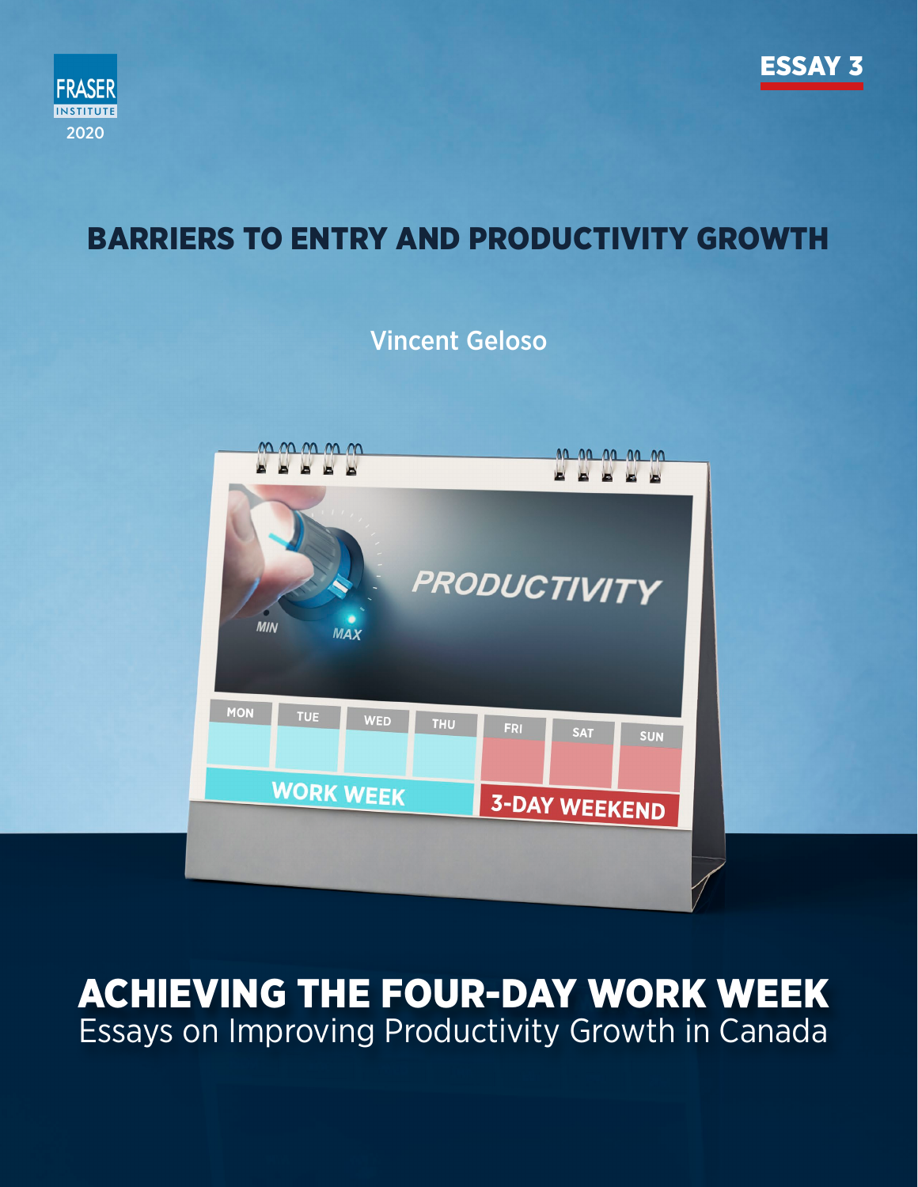FRASER INSTITUTE

2020

ESSAY 3

# BARRIERS TO ENTRY AND PRODUCTIVITY GROWTH

Vincent Geloso

# ACHIEVING THE FOUR-DAY WORK WEEK

Essays on Improving Productivity Growth in Canada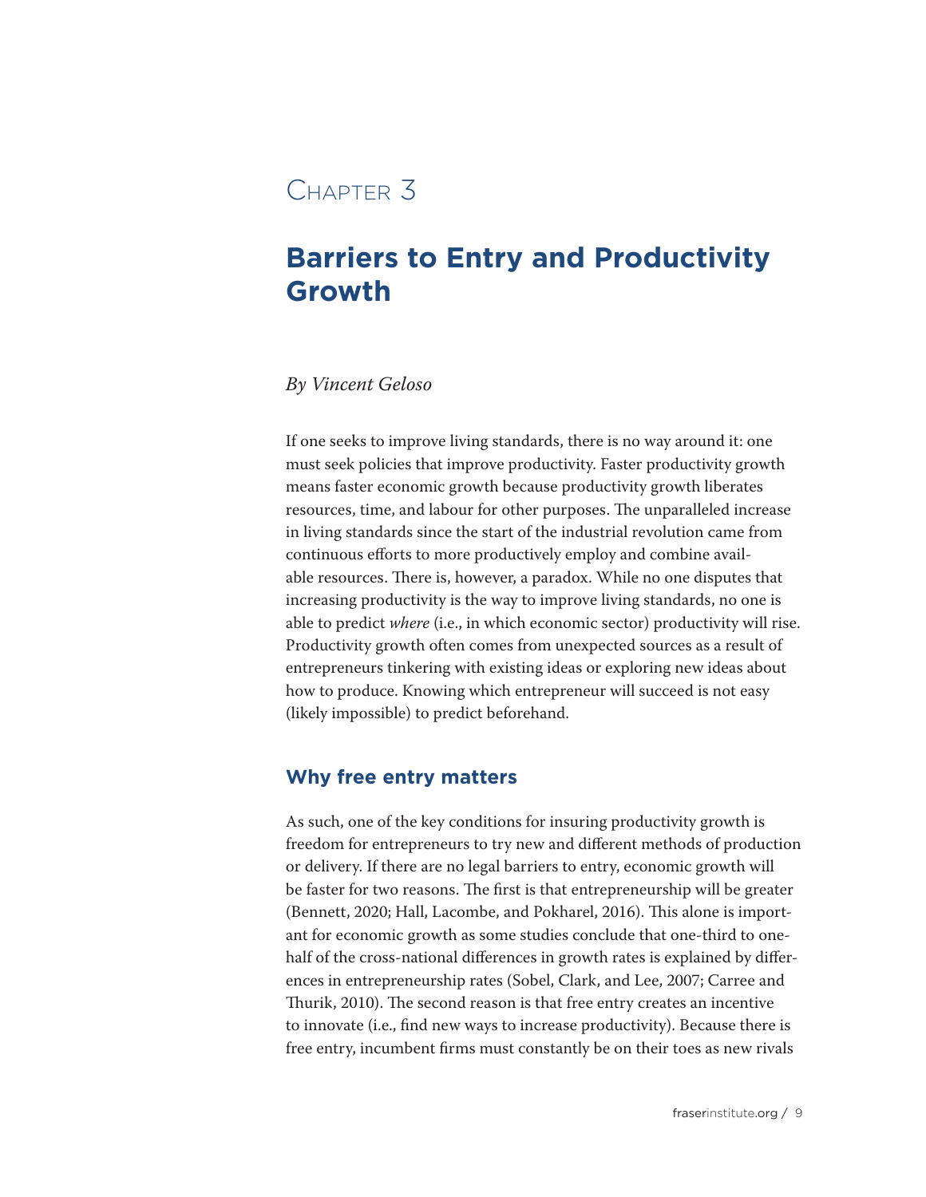# Chapter 3

## Barriers to Entry and Productivity Growth

*By Vincent Geloso*

If one seeks to improve living standards, there is no way around it: one must seek policies that improve productivity. Faster productivity growth means faster economic growth because productivity growth liberates resources, time, and labour for other purposes. The unparalleled increase in living standards since the start of the industrial revolution came from continuous efforts to more productively employ and combine available resources. There is, however, a paradox. While no one disputes that increasing productivity is the way to improve living standards, no one is able to predict *where* (i.e., in which economic sector) productivity will rise. Productivity growth often comes from unexpected sources as a result of entrepreneurs tinkering with existing ideas or exploring new ideas about how to produce. Knowing which entrepreneur will succeed is not easy (likely impossible) to predict beforehand.

### Why free entry matters

As such, one of the key conditions for insuring productivity growth is freedom for entrepreneurs to try new and different methods of production or delivery. If there are no legal barriers to entry, economic growth will be faster for two reasons. The first is that entrepreneurship will be greater (Bennett, 2020; Hall, Lacombe, and Pokharel, 2016). This alone is important for economic growth as some studies conclude that one-third to one-half of the cross-national differences in growth rates is explained by differences in entrepreneurship rates (Sobel, Clark, and Lee, 2007; Carree and Thurik, 2010). The second reason is that free entry creates an incentive to innovate (i.e., find new ways to increase productivity). Because there is free entry, incumbent firms must constantly be on their toes as new rivals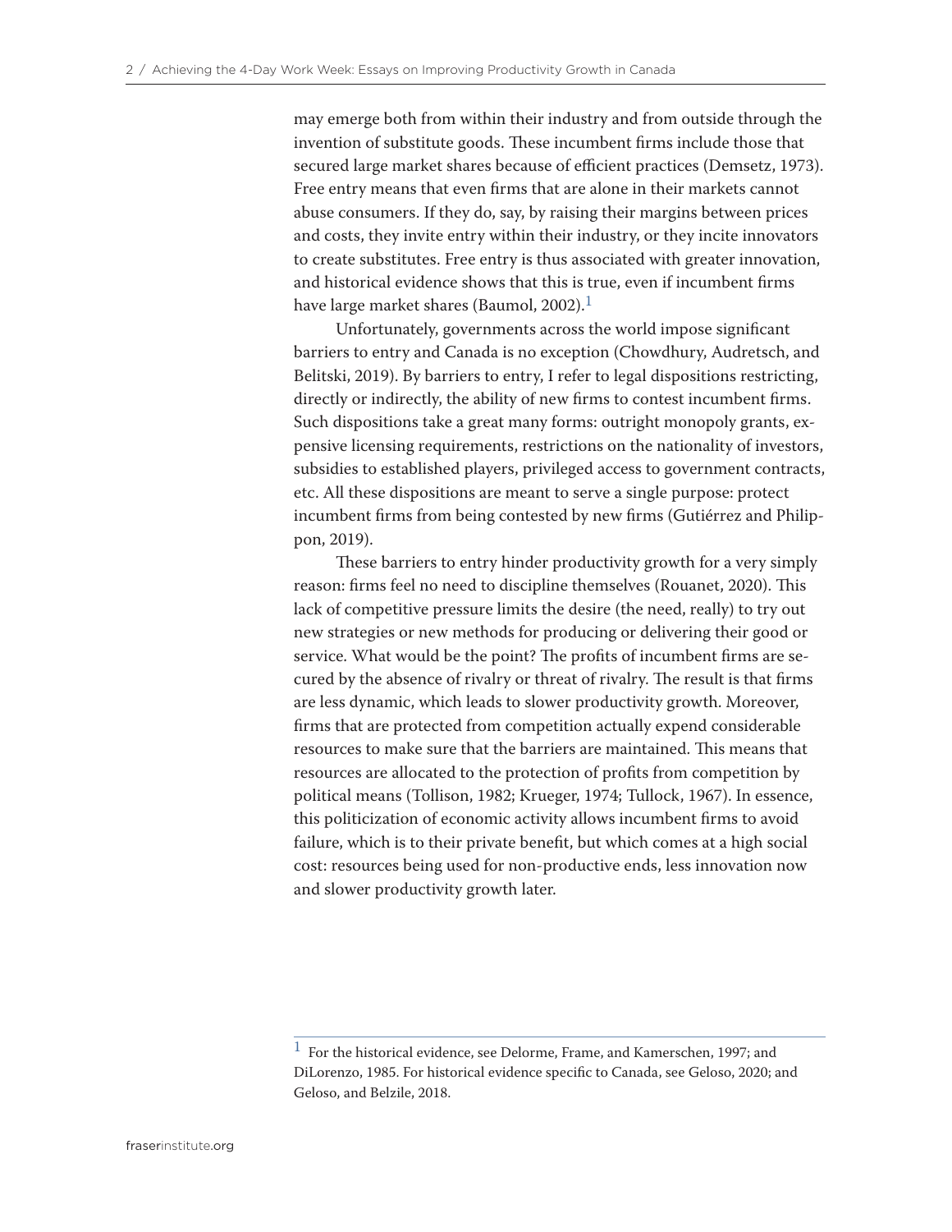may emerge both from within their industry and from outside through the invention of substitute goods. These incumbent firms include those that secured large market shares because of efficient practices (Demsetz, 1973). Free entry means that even firms that are alone in their markets cannot abuse consumers. If they do, say, by raising their margins between prices and costs, they invite entry within their industry, or they incite innovators to create substitutes. Free entry is thus associated with greater innovation, and historical evidence shows that this is true, even if incumbent firms have large market shares (Baumol, 2002).[1]

Unfortunately, governments across the world impose significant barriers to entry and Canada is no exception (Chowdhury, Audretsch, and Belitski, 2019). By barriers to entry, I refer to legal dispositions restricting, directly or indirectly, the ability of new firms to contest incumbent firms. Such dispositions take a great many forms: outright monopoly grants, expensive licensing requirements, restrictions on the nationality of investors, subsidies to established players, privileged access to government contracts, etc. All these dispositions are meant to serve a single purpose: protect incumbent firms from being contested by new firms (Gutiérrez and Philippon, 2019).

These barriers to entry hinder productivity growth for a very simply reason: firms feel no need to discipline themselves (Rouanet, 2020). This lack of competitive pressure limits the desire (the need, really) to try out new strategies or new methods for producing or delivering their good or service. What would be the point? The profits of incumbent firms are secured by the absence of rivalry or threat of rivalry. The result is that firms are less dynamic, which leads to slower productivity growth. Moreover, firms that are protected from competition actually expend considerable resources to make sure that the barriers are maintained. This means that resources are allocated to the protection of profits from competition by political means (Tollison, 1982; Krueger, 1974; Tullock, 1967). In essence, this politicization of economic activity allows incumbent firms to avoid failure, which is to their private benefit, but which comes at a high social cost: resources being used for non-productive ends, less innovation now and slower productivity growth later.

---

[1] For the historical evidence, see Delorme, Frame, and Kamerschen, 1997; and DiLorenzo, 1985. For historical evidence specific to Canada, see Geloso, 2020; and Geloso, and Belzile, 2018.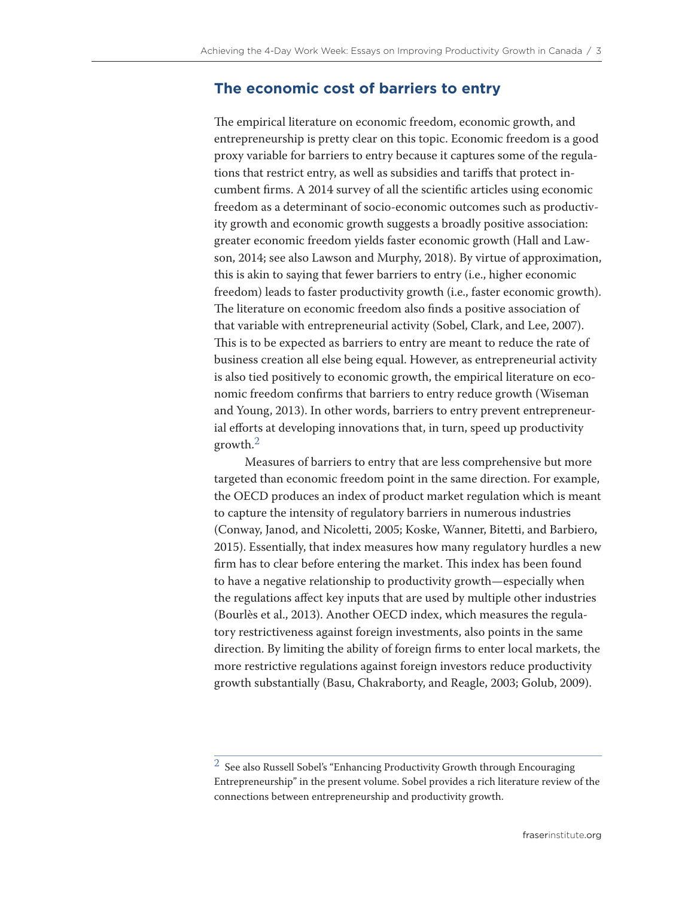## The economic cost of barriers to entry

The empirical literature on economic freedom, economic growth, and entrepreneurship is pretty clear on this topic. Economic freedom is a good proxy variable for barriers to entry because it captures some of the regulations that restrict entry, as well as subsidies and tariffs that protect incumbent firms. A 2014 survey of all the scientific articles using economic freedom as a determinant of socio-economic outcomes such as productivity growth and economic growth suggests a broadly positive association: greater economic freedom yields faster economic growth (Hall and Lawson, 2014; see also Lawson and Murphy, 2018). By virtue of approximation, this is akin to saying that fewer barriers to entry (i.e., higher economic freedom) leads to faster productivity growth (i.e., faster economic growth). The literature on economic freedom also finds a positive association of that variable with entrepreneurial activity (Sobel, Clark, and Lee, 2007). This is to be expected as barriers to entry are meant to reduce the rate of business creation all else being equal. However, as entrepreneurial activity is also tied positively to economic growth, the empirical literature on economic freedom confirms that barriers to entry reduce growth (Wiseman and Young, 2013). In other words, barriers to entry prevent entrepreneurial efforts at developing innovations that, in turn, speed up productivity growth.[2]

Measures of barriers to entry that are less comprehensive but more targeted than economic freedom point in the same direction. For example, the OECD produces an index of product market regulation which is meant to capture the intensity of regulatory barriers in numerous industries (Conway, Janod, and Nicoletti, 2005; Koske, Wanner, Bitetti, and Barbiero, 2015). Essentially, that index measures how many regulatory hurdles a new firm has to clear before entering the market. This index has been found to have a negative relationship to productivity growth—especially when the regulations affect key inputs that are used by multiple other industries (Bourlès et al., 2013). Another OECD index, which measures the regulatory restrictiveness against foreign investments, also points in the same direction. By limiting the ability of foreign firms to enter local markets, the more restrictive regulations against foreign investors reduce productivity growth substantially (Basu, Chakraborty, and Reagle, 2003; Golub, 2009).

[2] See also Russell Sobel's "Enhancing Productivity Growth through Encouraging Entrepreneurship" in the present volume. Sobel provides a rich literature review of the connections between entrepreneurship and productivity growth.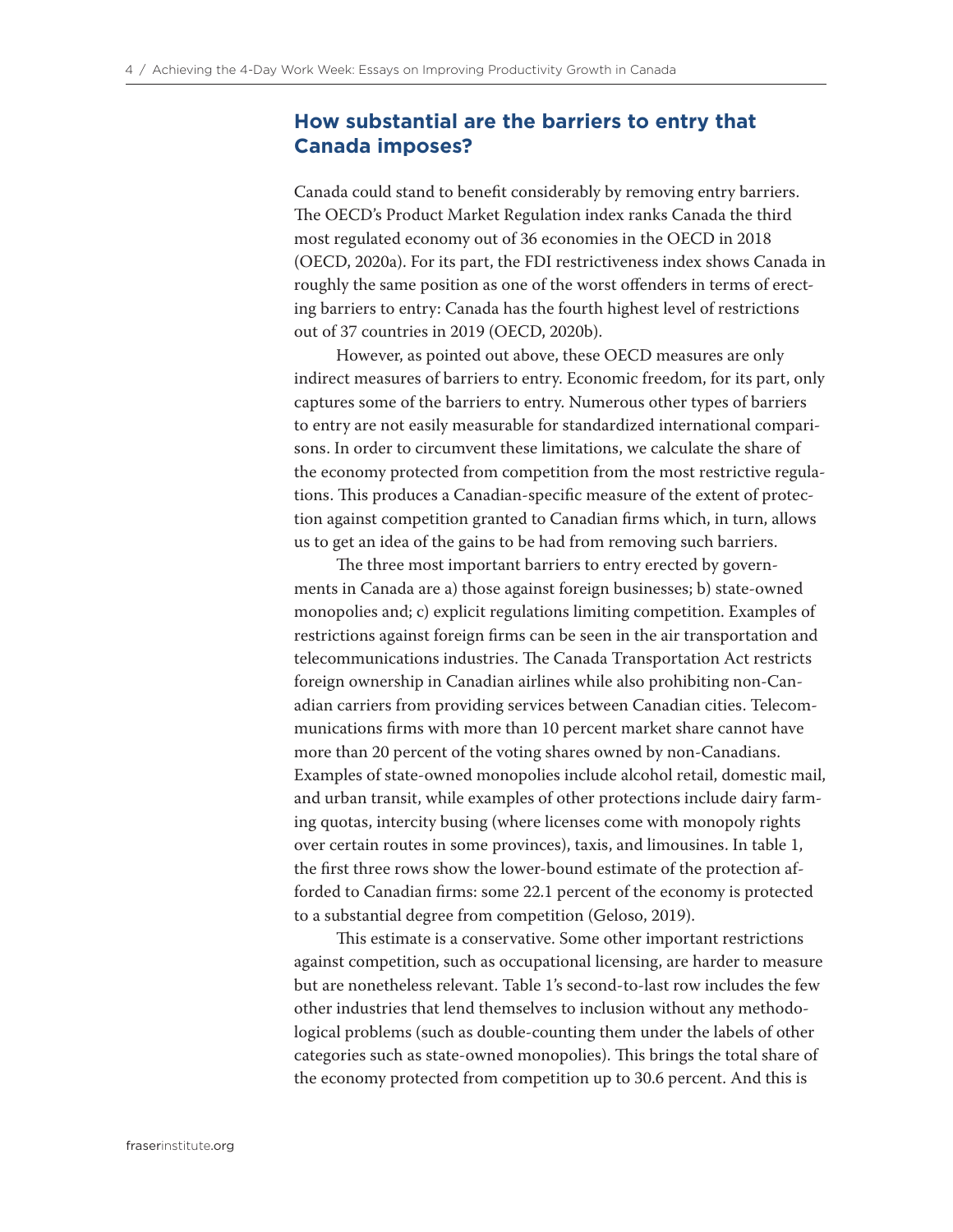## How substantial are the barriers to entry that Canada imposes?

Canada could stand to benefit considerably by removing entry barriers. The OECD's Product Market Regulation index ranks Canada the third most regulated economy out of 36 economies in the OECD in 2018 (OECD, 2020a). For its part, the FDI restrictiveness index shows Canada in roughly the same position as one of the worst offenders in terms of erecting barriers to entry: Canada has the fourth highest level of restrictions out of 37 countries in 2019 (OECD, 2020b).

However, as pointed out above, these OECD measures are only indirect measures of barriers to entry. Economic freedom, for its part, only captures some of the barriers to entry. Numerous other types of barriers to entry are not easily measurable for standardized international comparisons. In order to circumvent these limitations, we calculate the share of the economy protected from competition from the most restrictive regulations. This produces a Canadian-specific measure of the extent of protection against competition granted to Canadian firms which, in turn, allows us to get an idea of the gains to be had from removing such barriers.

The three most important barriers to entry erected by governments in Canada are a) those against foreign businesses; b) state-owned monopolies and; c) explicit regulations limiting competition. Examples of restrictions against foreign firms can be seen in the air transportation and telecommunications industries. The Canada Transportation Act restricts foreign ownership in Canadian airlines while also prohibiting non-Canadian carriers from providing services between Canadian cities. Telecommunications firms with more than 10 percent market share cannot have more than 20 percent of the voting shares owned by non-Canadians. Examples of state-owned monopolies include alcohol retail, domestic mail, and urban transit, while examples of other protections include dairy farming quotas, intercity busing (where licenses come with monopoly rights over certain routes in some provinces), taxis, and limousines. In table 1, the first three rows show the lower-bound estimate of the protection afforded to Canadian firms: some 22.1 percent of the economy is protected to a substantial degree from competition (Geloso, 2019).

This estimate is a conservative. Some other important restrictions against competition, such as occupational licensing, are harder to measure but are nonetheless relevant. Table 1's second-to-last row includes the few other industries that lend themselves to inclusion without any methodological problems (such as double-counting them under the labels of other categories such as state-owned monopolies). This brings the total share of the economy protected from competition up to 30.6 percent. And this is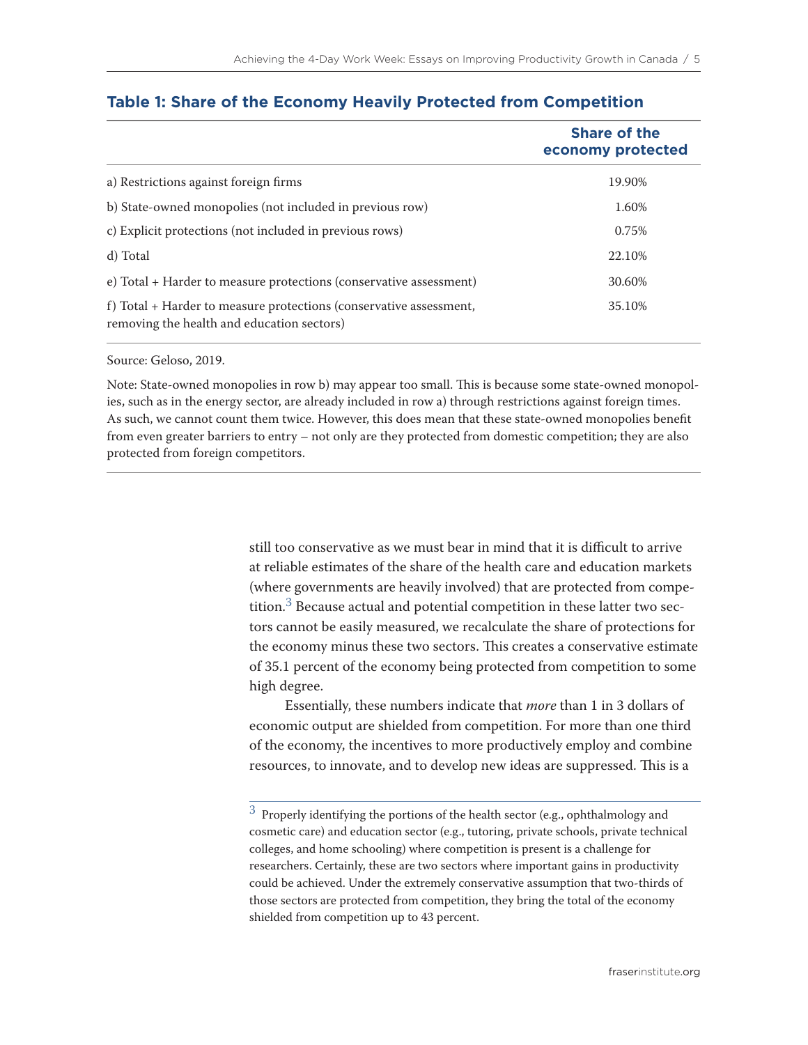**Table 1: Share of the Economy Heavily Protected from Competition**

| | Share of the economy protected |
|---|---|
| a) Restrictions against foreign firms | 19.90% |
| b) State-owned monopolies (not included in previous row) | 1.60% |
| c) Explicit protections (not included in previous rows) | 0.75% |
| d) Total | 22.10% |
| e) Total + Harder to measure protections (conservative assessment) | 30.60% |
| f) Total + Harder to measure protections (conservative assessment, removing the health and education sectors) | 35.10% |

Source: Geloso, 2019.

Note: State-owned monopolies in row b) may appear too small. This is because some state-owned monopolies, such as in the energy sector, are already included in row a) through restrictions against foreign times. As such, we cannot count them twice. However, this does mean that these state-owned monopolies benefit from even greater barriers to entry – not only are they protected from domestic competition; they are also protected from foreign competitors.

still too conservative as we must bear in mind that it is difficult to arrive at reliable estimates of the share of the health care and education markets (where governments are heavily involved) that are protected from competition.[3] Because actual and potential competition in these latter two sectors cannot be easily measured, we recalculate the share of protections for the economy minus these two sectors. This creates a conservative estimate of 35.1 percent of the economy being protected from competition to some high degree.

Essentially, these numbers indicate that *more* than 1 in 3 dollars of economic output are shielded from competition. For more than one third of the economy, the incentives to more productively employ and combine resources, to innovate, and to develop new ideas are suppressed. This is a

[3] Properly identifying the portions of the health sector (e.g., ophthalmology and cosmetic care) and education sector (e.g., tutoring, private schools, private technical colleges, and home schooling) where competition is present is a challenge for researchers. Certainly, these are two sectors where important gains in productivity could be achieved. Under the extremely conservative assumption that two-thirds of those sectors are protected from competition, they bring the total of the economy shielded from competition up to 43 percent.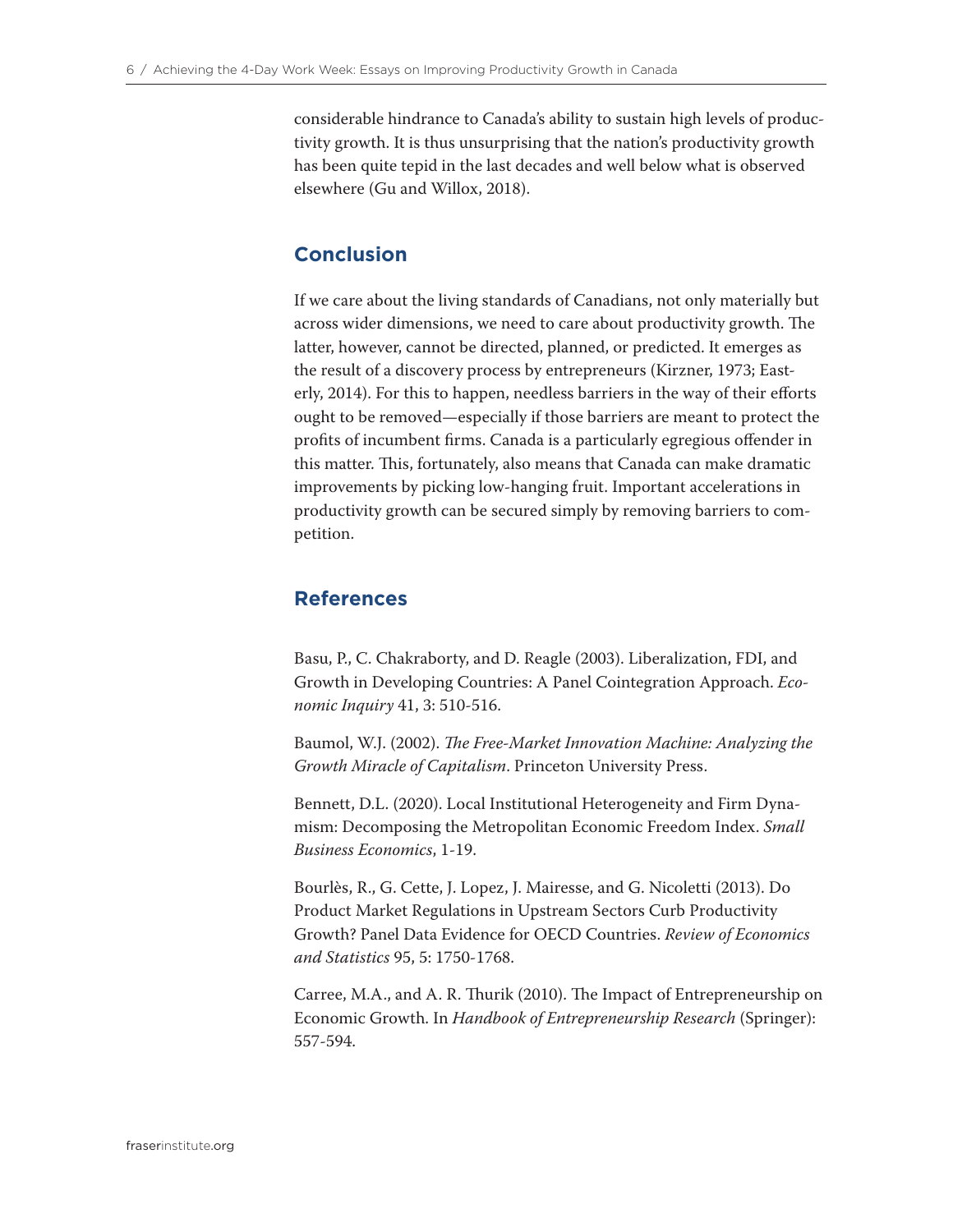considerable hindrance to Canada's ability to sustain high levels of productivity growth. It is thus unsurprising that the nation's productivity growth has been quite tepid in the last decades and well below what is observed elsewhere (Gu and Willox, 2018).

## Conclusion

If we care about the living standards of Canadians, not only materially but across wider dimensions, we need to care about productivity growth. The latter, however, cannot be directed, planned, or predicted. It emerges as the result of a discovery process by entrepreneurs (Kirzner, 1973; Easterly, 2014). For this to happen, needless barriers in the way of their efforts ought to be removed—especially if those barriers are meant to protect the profits of incumbent firms. Canada is a particularly egregious offender in this matter. This, fortunately, also means that Canada can make dramatic improvements by picking low-hanging fruit. Important accelerations in productivity growth can be secured simply by removing barriers to competition.

## References

Basu, P., C. Chakraborty, and D. Reagle (2003). Liberalization, FDI, and Growth in Developing Countries: A Panel Cointegration Approach. *Economic Inquiry* 41, 3: 510-516.

Baumol, W.J. (2002). *The Free-Market Innovation Machine: Analyzing the Growth Miracle of Capitalism*. Princeton University Press.

Bennett, D.L. (2020). Local Institutional Heterogeneity and Firm Dynamism: Decomposing the Metropolitan Economic Freedom Index. *Small Business Economics*, 1-19.

Bourlès, R., G. Cette, J. Lopez, J. Mairesse, and G. Nicoletti (2013). Do Product Market Regulations in Upstream Sectors Curb Productivity Growth? Panel Data Evidence for OECD Countries. *Review of Economics and Statistics* 95, 5: 1750-1768.

Carree, M.A., and A. R. Thurik (2010). The Impact of Entrepreneurship on Economic Growth. In *Handbook of Entrepreneurship Research* (Springer): 557-594.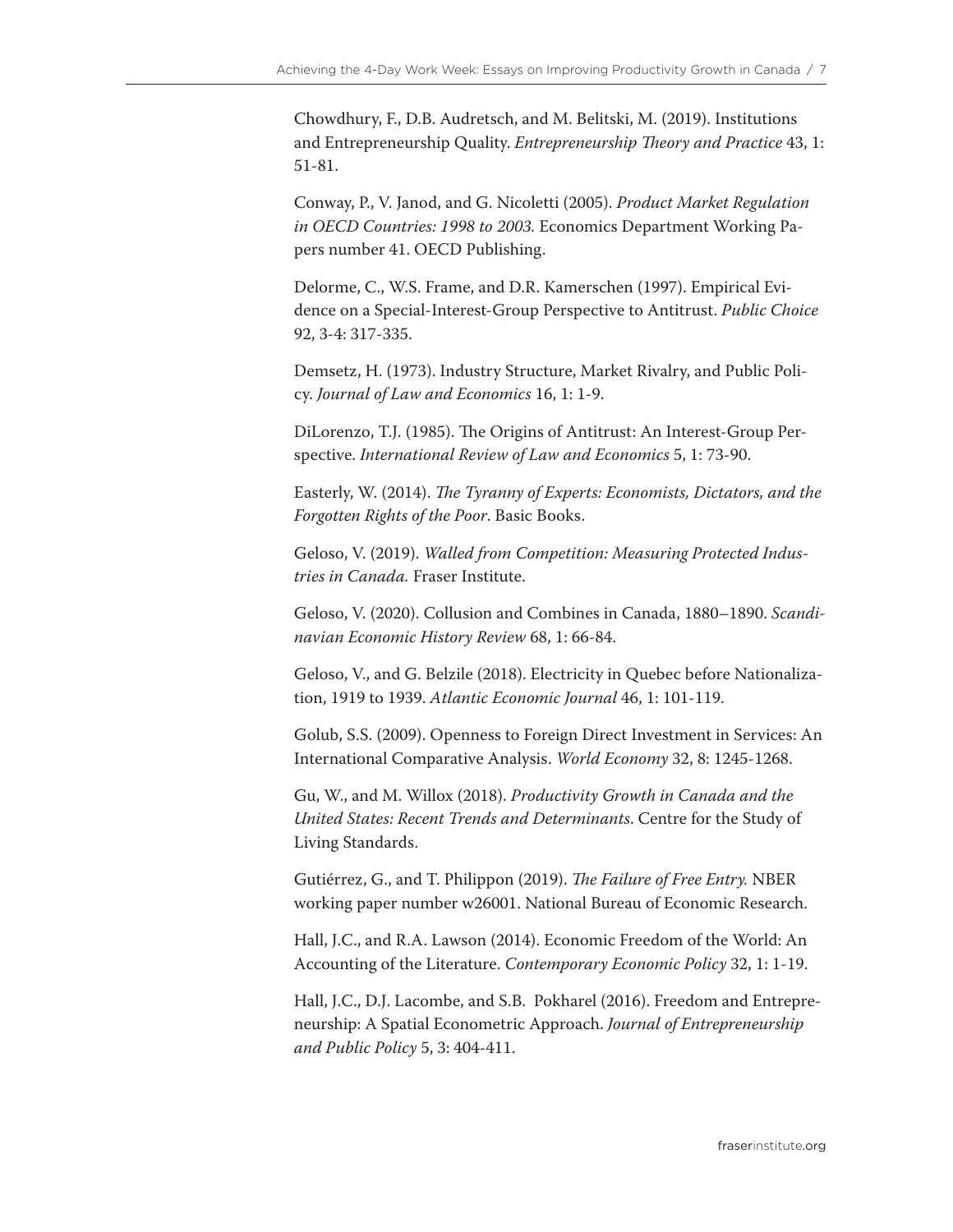Chowdhury, F., D.B. Audretsch, and M. Belitski, M. (2019). Institutions and Entrepreneurship Quality. *Entrepreneurship Theory and Practice* 43, 1: 51-81.

Conway, P., V. Janod, and G. Nicoletti (2005). *Product Market Regulation in OECD Countries: 1998 to 2003.* Economics Department Working Papers number 41. OECD Publishing.

Delorme, C., W.S. Frame, and D.R. Kamerschen (1997). Empirical Evidence on a Special-Interest-Group Perspective to Antitrust. *Public Choice* 92, 3-4: 317-335.

Demsetz, H. (1973). Industry Structure, Market Rivalry, and Public Policy. *Journal of Law and Economics* 16, 1: 1-9.

DiLorenzo, T.J. (1985). The Origins of Antitrust: An Interest-Group Perspective. *International Review of Law and Economics* 5, 1: 73-90.

Easterly, W. (2014). *The Tyranny of Experts: Economists, Dictators, and the Forgotten Rights of the Poor*. Basic Books.

Geloso, V. (2019). *Walled from Competition: Measuring Protected Industries in Canada.* Fraser Institute.

Geloso, V. (2020). Collusion and Combines in Canada, 1880–1890. *Scandinavian Economic History Review* 68, 1: 66-84.

Geloso, V., and G. Belzile (2018). Electricity in Quebec before Nationalization, 1919 to 1939. *Atlantic Economic Journal* 46, 1: 101-119.

Golub, S.S. (2009). Openness to Foreign Direct Investment in Services: An International Comparative Analysis. *World Economy* 32, 8: 1245-1268.

Gu, W., and M. Willox (2018). *Productivity Growth in Canada and the United States: Recent Trends and Determinants*. Centre for the Study of Living Standards.

Gutiérrez, G., and T. Philippon (2019). *The Failure of Free Entry.* NBER working paper number w26001. National Bureau of Economic Research.

Hall, J.C., and R.A. Lawson (2014). Economic Freedom of the World: An Accounting of the Literature. *Contemporary Economic Policy* 32, 1: 1-19.

Hall, J.C., D.J. Lacombe, and S.B. Pokharel (2016). Freedom and Entrepreneurship: A Spatial Econometric Approach. *Journal of Entrepreneurship and Public Policy* 5, 3: 404-411.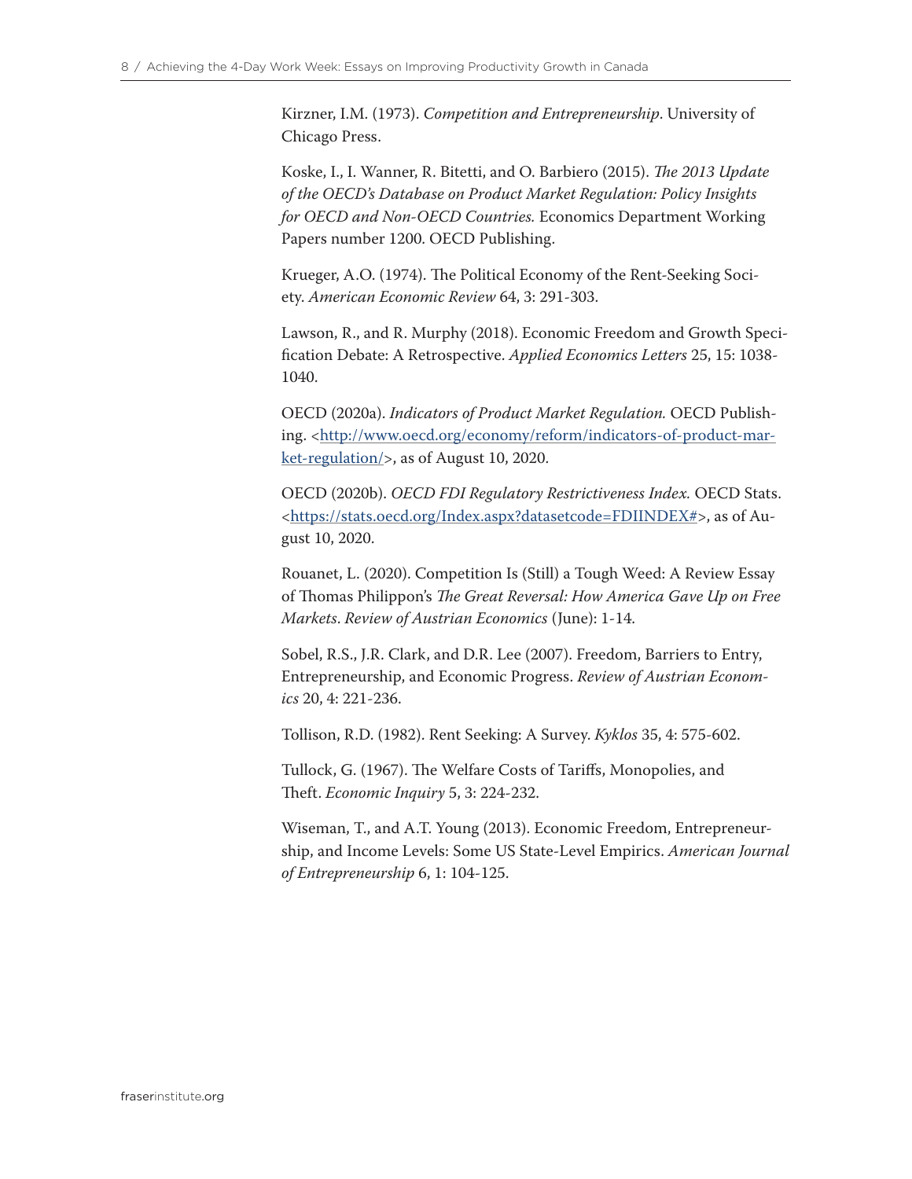Kirzner, I.M. (1973). *Competition and Entrepreneurship*. University of Chicago Press.

Koske, I., I. Wanner, R. Bitetti, and O. Barbiero (2015). *The 2013 Update of the OECD's Database on Product Market Regulation: Policy Insights for OECD and Non-OECD Countries.* Economics Department Working Papers number 1200. OECD Publishing.

Krueger, A.O. (1974). The Political Economy of the Rent-Seeking Society. *American Economic Review* 64, 3: 291-303.

Lawson, R., and R. Murphy (2018). Economic Freedom and Growth Specification Debate: A Retrospective. *Applied Economics Letters* 25, 15: 1038-1040.

OECD (2020a). *Indicators of Product Market Regulation.* OECD Publishing. <http://www.oecd.org/economy/reform/indicators-of-product-market-regulation/>, as of August 10, 2020.

OECD (2020b). *OECD FDI Regulatory Restrictiveness Index.* OECD Stats. <https://stats.oecd.org/Index.aspx?datasetcode=FDIINDEX#>, as of August 10, 2020.

Rouanet, L. (2020). Competition Is (Still) a Tough Weed: A Review Essay of Thomas Philippon's *The Great Reversal: How America Gave Up on Free Markets*. *Review of Austrian Economics* (June): 1-14.

Sobel, R.S., J.R. Clark, and D.R. Lee (2007). Freedom, Barriers to Entry, Entrepreneurship, and Economic Progress. *Review of Austrian Economics* 20, 4: 221-236.

Tollison, R.D. (1982). Rent Seeking: A Survey. *Kyklos* 35, 4: 575-602.

Tullock, G. (1967). The Welfare Costs of Tariffs, Monopolies, and Theft. *Economic Inquiry* 5, 3: 224-232.

Wiseman, T., and A.T. Young (2013). Economic Freedom, Entrepreneurship, and Income Levels: Some US State-Level Empirics. *American Journal of Entrepreneurship* 6, 1: 104-125.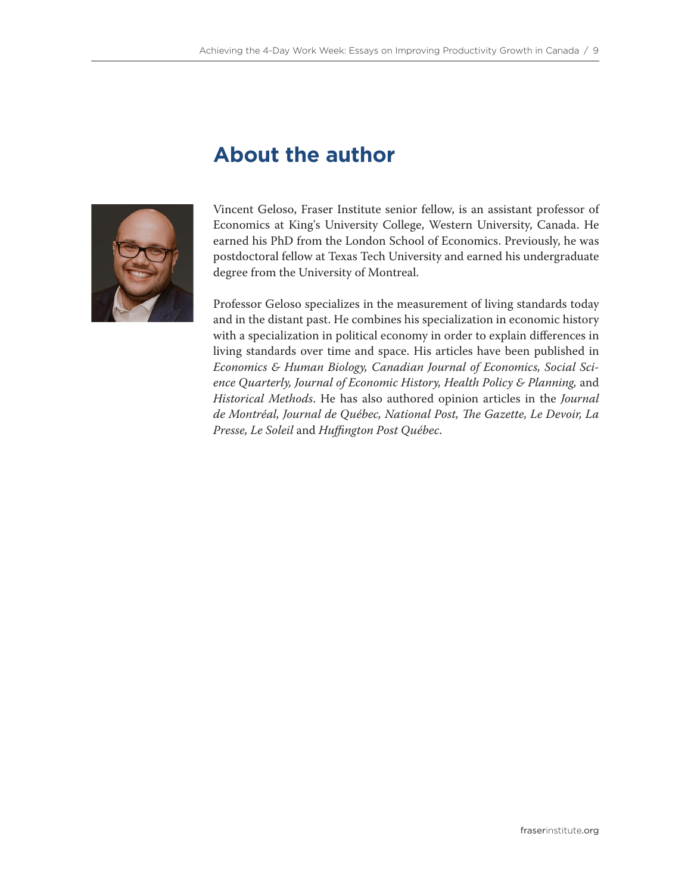## About the author

Vincent Geloso, Fraser Institute senior fellow, is an assistant professor of Economics at King's University College, Western University, Canada. He earned his PhD from the London School of Economics. Previously, he was postdoctoral fellow at Texas Tech University and earned his undergraduate degree from the University of Montreal.

Professor Geloso specializes in the measurement of living standards today and in the distant past. He combines his specialization in economic history with a specialization in political economy in order to explain differences in living standards over time and space. His articles have been published in *Economics & Human Biology, Canadian Journal of Economics, Social Science Quarterly, Journal of Economic History, Health Policy & Planning,* and *Historical Methods*. He has also authored opinion articles in the *Journal de Montréal, Journal de Québec, National Post, The Gazette, Le Devoir, La Presse, Le Soleil* and *Huffington Post Québec*.